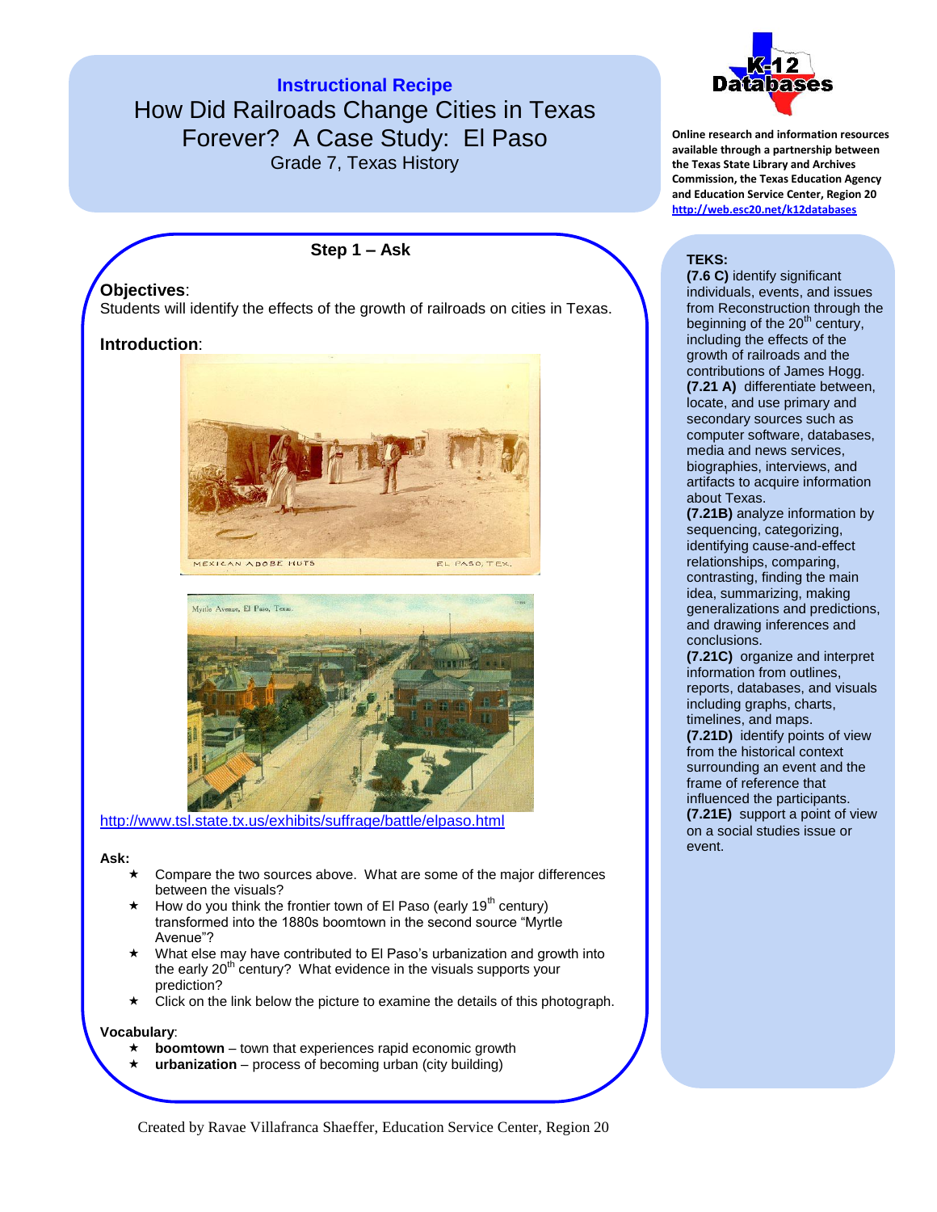# Instructional Recipe

## How Did Railroads Change Cities in Texas Forever? A Case Study: El Paso

Grade 7, Texas History

Online research and information resources available through a partnership between the Texas State Library and Archives Commission, the Texas Education Agency and Education Service Center, Region 20
http://web.esc20.net/k12databases

### Step 1 – Ask

**Objectives**:
Students will identify the effects of the growth of railroads on cities in Texas.

**Introduction**:

MEXICAN ADOBE HUTS EL PASO, TEX.

Myrtle Avenue, El Paso, Texas.

http://www.tsl.state.tx.us/exhibits/suffrage/battle/elpaso.html

**Ask:**

- ★ Compare the two sources above. What are some of the major differences between the visuals?
- ★ How do you think the frontier town of El Paso (early 19th century) transformed into the 1880s boomtown in the second source "Myrtle Avenue"?
- ★ What else may have contributed to El Paso's urbanization and growth into the early 20th century? What evidence in the visuals supports your prediction?
- ★ Click on the link below the picture to examine the details of this photograph.

**Vocabulary**:

- ★ **boomtown** – town that experiences rapid economic growth
- ★ **urbanization** – process of becoming urban (city building)

**TEKS:**

**(7.6 C)** identify significant individuals, events, and issues from Reconstruction through the beginning of the 20th century, including the effects of the growth of railroads and the contributions of James Hogg.
**(7.21 A)** differentiate between, locate, and use primary and secondary sources such as computer software, databases, media and news services, biographies, interviews, and artifacts to acquire information about Texas.
**(7.21B)** analyze information by sequencing, categorizing, identifying cause-and-effect relationships, comparing, contrasting, finding the main idea, summarizing, making generalizations and predictions, and drawing inferences and conclusions.
**(7.21C)** organize and interpret information from outlines, reports, databases, and visuals including graphs, charts, timelines, and maps.
**(7.21D)** identify points of view from the historical context surrounding an event and the frame of reference that influenced the participants.
**(7.21E)** support a point of view on a social studies issue or event.

Created by Ravae Villafranca Shaeffer, Education Service Center, Region 20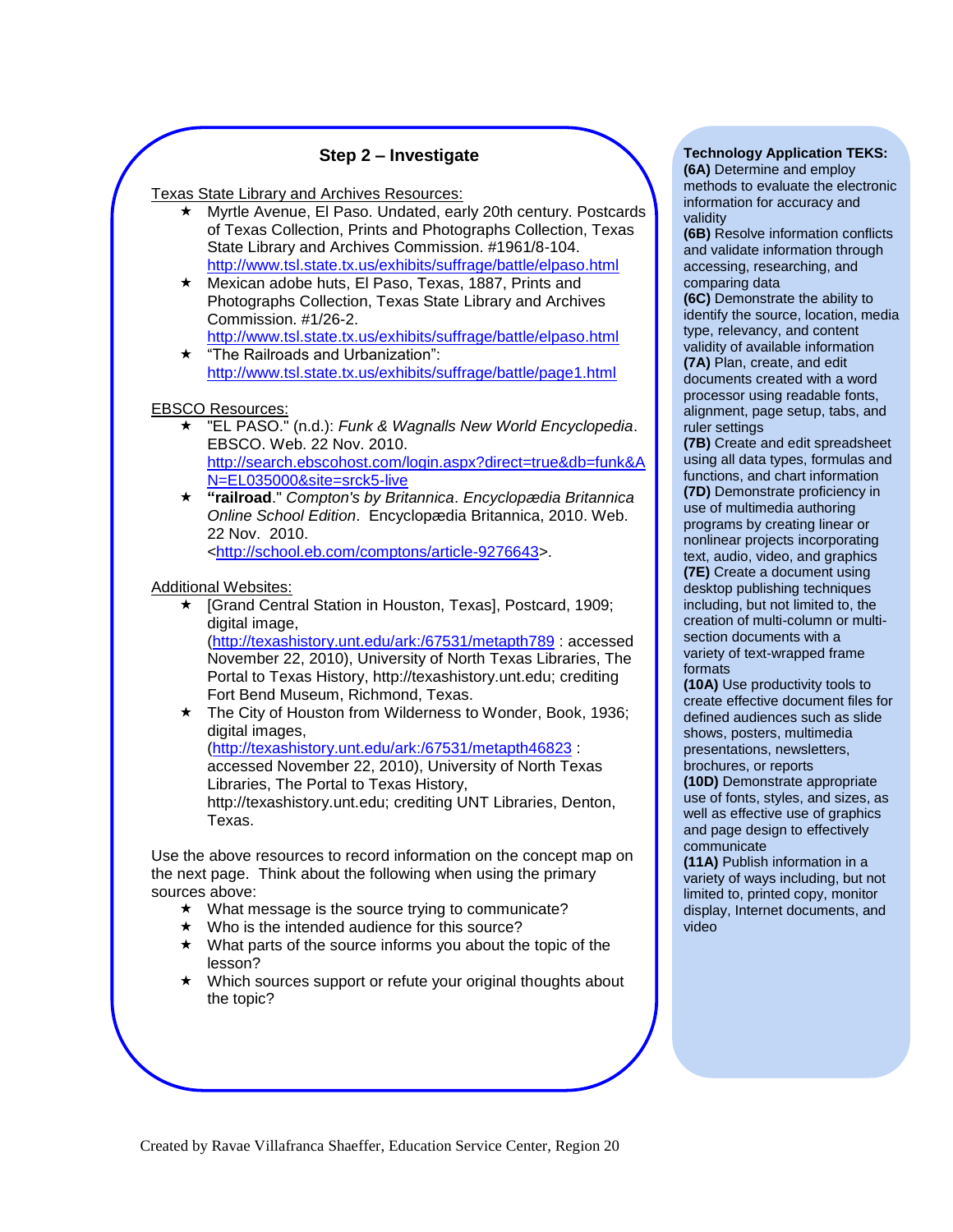## Step 2 – Investigate

Texas State Library and Archives Resources:

- Myrtle Avenue, El Paso. Undated, early 20th century. Postcards of Texas Collection, Prints and Photographs Collection, Texas State Library and Archives Commission. #1961/8-104. http://www.tsl.state.tx.us/exhibits/suffrage/battle/elpaso.html
- Mexican adobe huts, El Paso, Texas, 1887, Prints and Photographs Collection, Texas State Library and Archives Commission. #1/26-2. http://www.tsl.state.tx.us/exhibits/suffrage/battle/elpaso.html
- "The Railroads and Urbanization": http://www.tsl.state.tx.us/exhibits/suffrage/battle/page1.html

EBSCO Resources:

- "EL PASO." (n.d.): *Funk & Wagnalls New World Encyclopedia*. EBSCO. Web. 22 Nov. 2010. http://search.ebscohost.com/login.aspx?direct=true&db=funk&AN=EL035000&site=srck5-live
- **"railroad**." *Compton's by Britannica*. *Encyclopædia Britannica Online School Edition*. Encyclopædia Britannica, 2010. Web. 22 Nov. 2010. <http://school.eb.com/comptons/article-9276643>.

Additional Websites:

- [Grand Central Station in Houston, Texas], Postcard, 1909; digital image, (http://texashistory.unt.edu/ark:/67531/metapth789 : accessed November 22, 2010), University of North Texas Libraries, The Portal to Texas History, http://texashistory.unt.edu; crediting Fort Bend Museum, Richmond, Texas.
- The City of Houston from Wilderness to Wonder, Book, 1936; digital images, (http://texashistory.unt.edu/ark:/67531/metapth46823 : accessed November 22, 2010), University of North Texas Libraries, The Portal to Texas History, http://texashistory.unt.edu; crediting UNT Libraries, Denton, Texas.

Use the above resources to record information on the concept map on the next page. Think about the following when using the primary sources above:

- What message is the source trying to communicate?
- Who is the intended audience for this source?
- What parts of the source informs you about the topic of the lesson?
- Which sources support or refute your original thoughts about the topic?

**Technology Application TEKS:**
**(6A)** Determine and employ methods to evaluate the electronic information for accuracy and validity
**(6B)** Resolve information conflicts and validate information through accessing, researching, and comparing data
**(6C)** Demonstrate the ability to identify the source, location, media type, relevancy, and content validity of available information
**(7A)** Plan, create, and edit documents created with a word processor using readable fonts, alignment, page setup, tabs, and ruler settings
**(7B)** Create and edit spreadsheet using all data types, formulas and functions, and chart information
**(7D)** Demonstrate proficiency in use of multimedia authoring programs by creating linear or nonlinear projects incorporating text, audio, video, and graphics
**(7E)** Create a document using desktop publishing techniques including, but not limited to, the creation of multi-column or multi-section documents with a variety of text-wrapped frame formats
**(10A)** Use productivity tools to create effective document files for defined audiences such as slide shows, posters, multimedia presentations, newsletters, brochures, or reports
**(10D)** Demonstrate appropriate use of fonts, styles, and sizes, as well as effective use of graphics and page design to effectively communicate
**(11A)** Publish information in a variety of ways including, but not limited to, printed copy, monitor display, Internet documents, and video

Created by Ravae Villafranca Shaeffer, Education Service Center, Region 20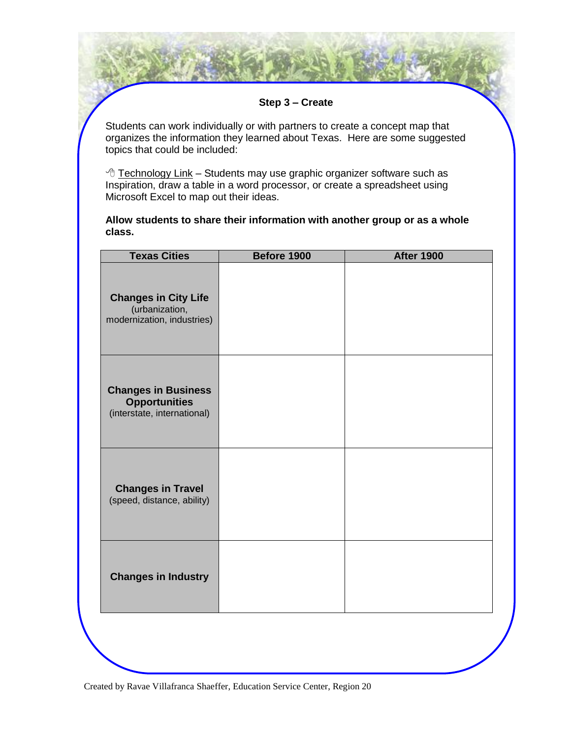## Step 3 – Create

Students can work individually or with partners to create a concept map that organizes the information they learned about Texas. Here are some suggested topics that could be included:

Technology Link – Students may use graphic organizer software such as Inspiration, draw a table in a word processor, or create a spreadsheet using Microsoft Excel to map out their ideas.

**Allow students to share their information with another group or as a whole class.**

| Texas Cities | Before 1900 | After 1900 |
|---|---|---|
| **Changes in City Life** (urbanization, modernization, industries) | | |
| **Changes in Business Opportunities** (interstate, international) | | |
| **Changes in Travel** (speed, distance, ability) | | |
| **Changes in Industry** | | |

Created by Ravae Villafranca Shaeffer, Education Service Center, Region 20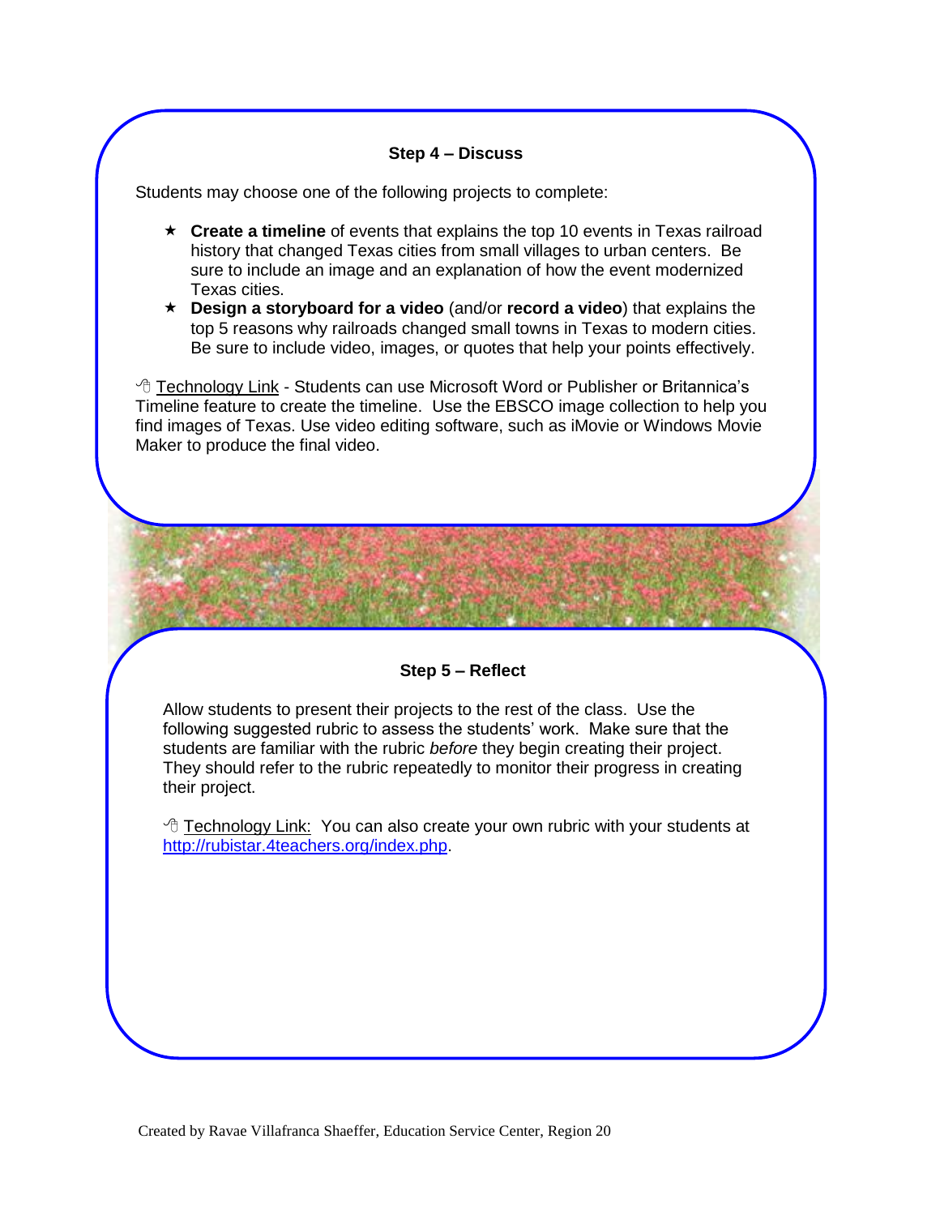### Step 4 – Discuss

Students may choose one of the following projects to complete:

- **Create a timeline** of events that explains the top 10 events in Texas railroad history that changed Texas cities from small villages to urban centers. Be sure to include an image and an explanation of how the event modernized Texas cities.
- **Design a storyboard for a video** (and/or **record a video**) that explains the top 5 reasons why railroads changed small towns in Texas to modern cities. Be sure to include video, images, or quotes that help your points effectively.

Technology Link - Students can use Microsoft Word or Publisher or Britannica's Timeline feature to create the timeline. Use the EBSCO image collection to help you find images of Texas. Use video editing software, such as iMovie or Windows Movie Maker to produce the final video.

### Step 5 – Reflect

Allow students to present their projects to the rest of the class. Use the following suggested rubric to assess the students' work. Make sure that the students are familiar with the rubric *before* they begin creating their project. They should refer to the rubric repeatedly to monitor their progress in creating their project.

Technology Link: You can also create your own rubric with your students at http://rubistar.4teachers.org/index.php.

Created by Ravae Villafranca Shaeffer, Education Service Center, Region 20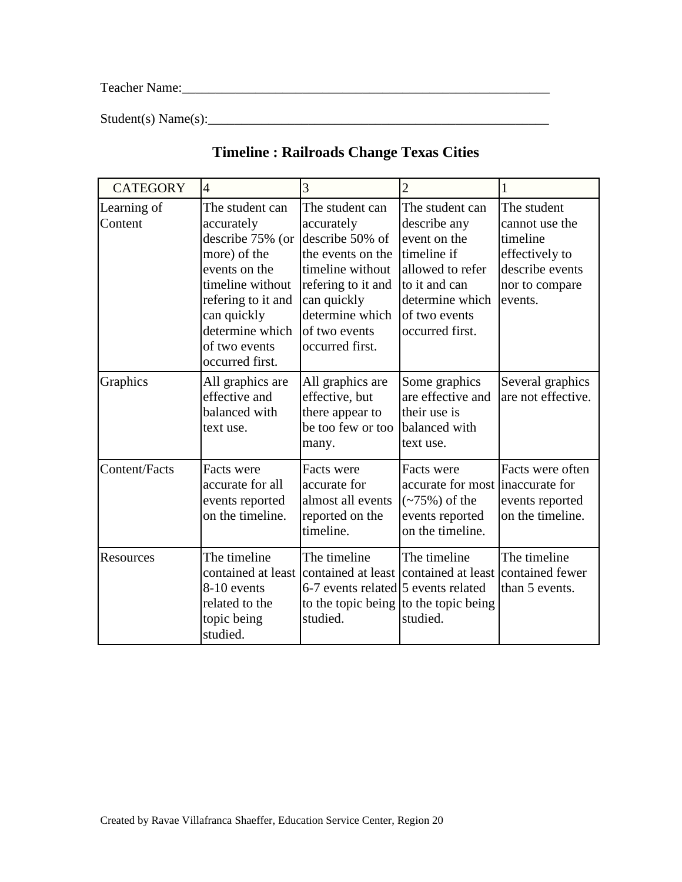Teacher Name:________________________________________________________

Student(s) Name(s):__________________________________________________

# Timeline : Railroads Change Texas Cities

| CATEGORY | 4 | 3 | 2 | 1 |
|---|---|---|---|---|
| Learning of Content | The student can accurately describe 75% (or more) of the events on the timeline without refering to it and can quickly determine which of two events occurred first. | The student can accurately describe 50% of the events on the timeline without refering to it and can quickly determine which of two events occurred first. | The student can describe any event on the timeline if allowed to refer to it and can determine which of two events occurred first. | The student cannot use the timeline effectively to describe events nor to compare events. |
| Graphics | All graphics are effective and balanced with text use. | All graphics are effective, but there appear to be too few or too many. | Some graphics are effective and their use is balanced with text use. | Several graphics are not effective. |
| Content/Facts | Facts were accurate for all events reported on the timeline. | Facts were accurate for almost all events reported on the timeline. | Facts were accurate for most (~75%) of the events reported on the timeline. | Facts were often inaccurate for events reported on the timeline. |
| Resources | The timeline contained at least 8-10 events related to the topic being studied. | The timeline contained at least 6-7 events related to the topic being studied. | The timeline contained at least 5 events related to the topic being studied. | The timeline contained fewer than 5 events. |

Created by Ravae Villafranca Shaeffer, Education Service Center, Region 20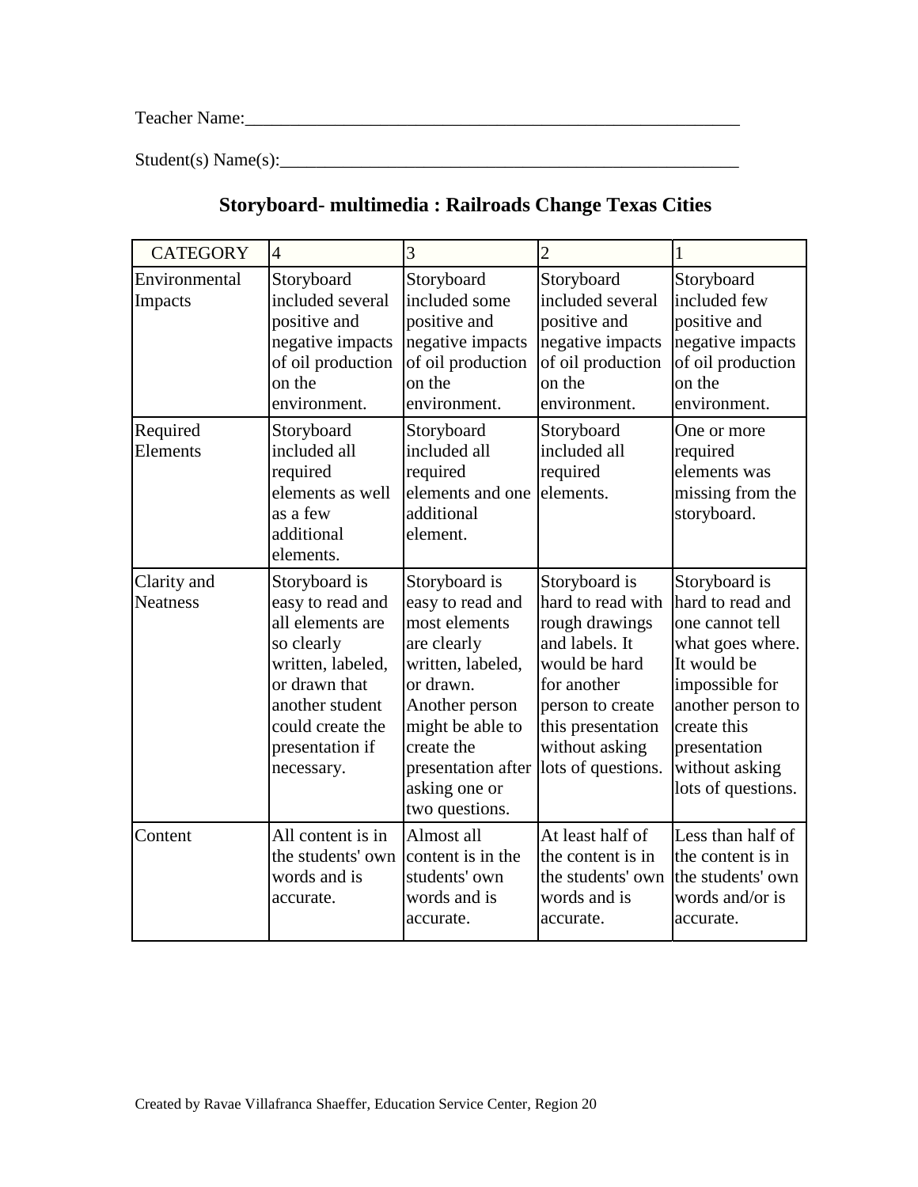Teacher Name:________________________________________________________

Student(s) Name(s):__________________________________________________

## Storyboard- multimedia : Railroads Change Texas Cities

| CATEGORY | 4 | 3 | 2 | 1 |
|---|---|---|---|---|
| Environmental Impacts | Storyboard included several positive and negative impacts of oil production on the environment. | Storyboard included some positive and negative impacts of oil production on the environment. | Storyboard included several positive and negative impacts of oil production on the environment. | Storyboard included few positive and negative impacts of oil production on the environment. |
| Required Elements | Storyboard included all required elements as well as a few additional elements. | Storyboard included all required elements and one additional element. | Storyboard included all required elements. | One or more required elements was missing from the storyboard. |
| Clarity and Neatness | Storyboard is easy to read and all elements are so clearly written, labeled, or drawn that another student could create the presentation if necessary. | Storyboard is easy to read and most elements are clearly written, labeled, or drawn. Another person might be able to create the presentation after asking one or two questions. | Storyboard is hard to read with rough drawings and labels. It would be hard for another person to create this presentation without asking lots of questions. | Storyboard is hard to read and one cannot tell what goes where. It would be impossible for another person to create this presentation without asking lots of questions. |
| Content | All content is in the students' own words and is accurate. | Almost all content is in the students' own words and is accurate. | At least half of the content is in the students' own words and is accurate. | Less than half of the content is in the students' own words and/or is accurate. |

Created by Ravae Villafranca Shaeffer, Education Service Center, Region 20